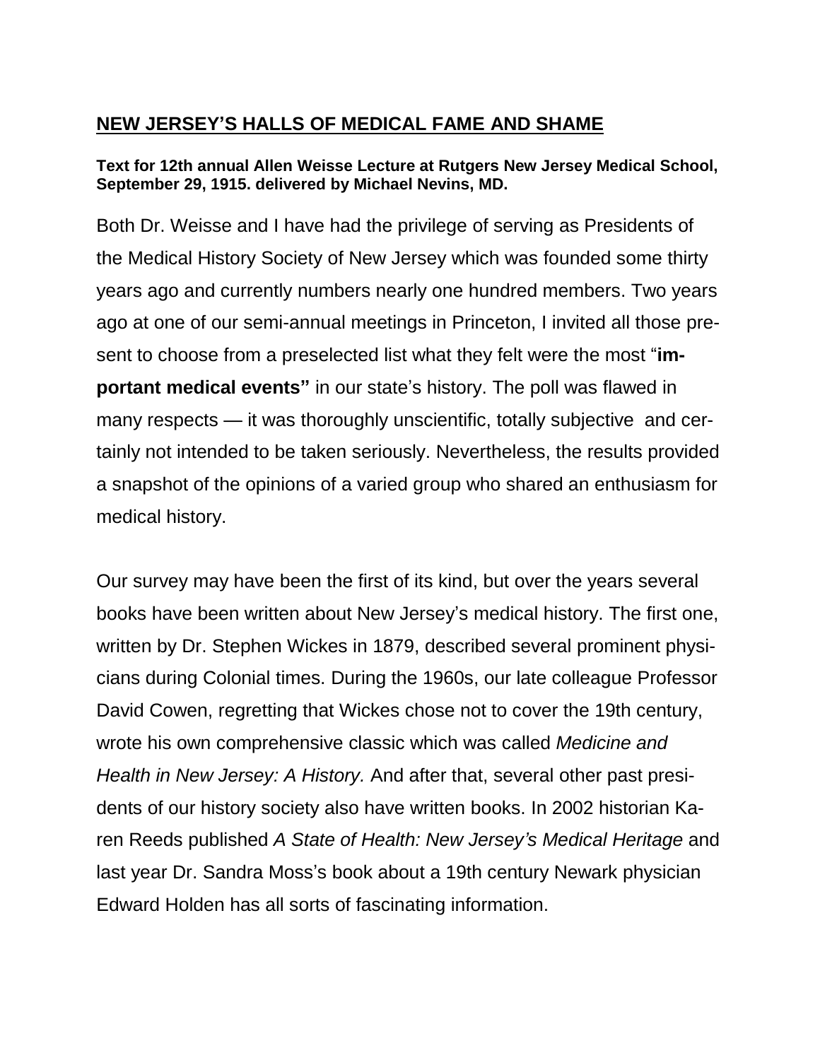# NEW JERSEY'S HALLS OF MEDICAL FAME AND SHAME

**Text for 12th annual Allen Weisse Lecture at Rutgers New Jersey Medical School, September 29, 1915. delivered by Michael Nevins, MD.**

Both Dr. Weisse and I have had the privilege of serving as Presidents of the Medical History Society of New Jersey which was founded some thirty years ago and currently numbers nearly one hundred members. Two years ago at one of our semi-annual meetings in Princeton, I invited all those present to choose from a preselected list what they felt were the most "**important medical events"** in our state's history. The poll was flawed in many respects — it was thoroughly unscientific, totally subjective and certainly not intended to be taken seriously. Nevertheless, the results provided a snapshot of the opinions of a varied group who shared an enthusiasm for medical history.

Our survey may have been the first of its kind, but over the years several books have been written about New Jersey's medical history. The first one, written by Dr. Stephen Wickes in 1879, described several prominent physicians during Colonial times. During the 1960s, our late colleague Professor David Cowen, regretting that Wickes chose not to cover the 19th century, wrote his own comprehensive classic which was called *Medicine and Health in New Jersey: A History.* And after that, several other past presidents of our history society also have written books. In 2002 historian Karen Reeds published *A State of Health: New Jersey's Medical Heritage* and last year Dr. Sandra Moss's book about a 19th century Newark physician Edward Holden has all sorts of fascinating information.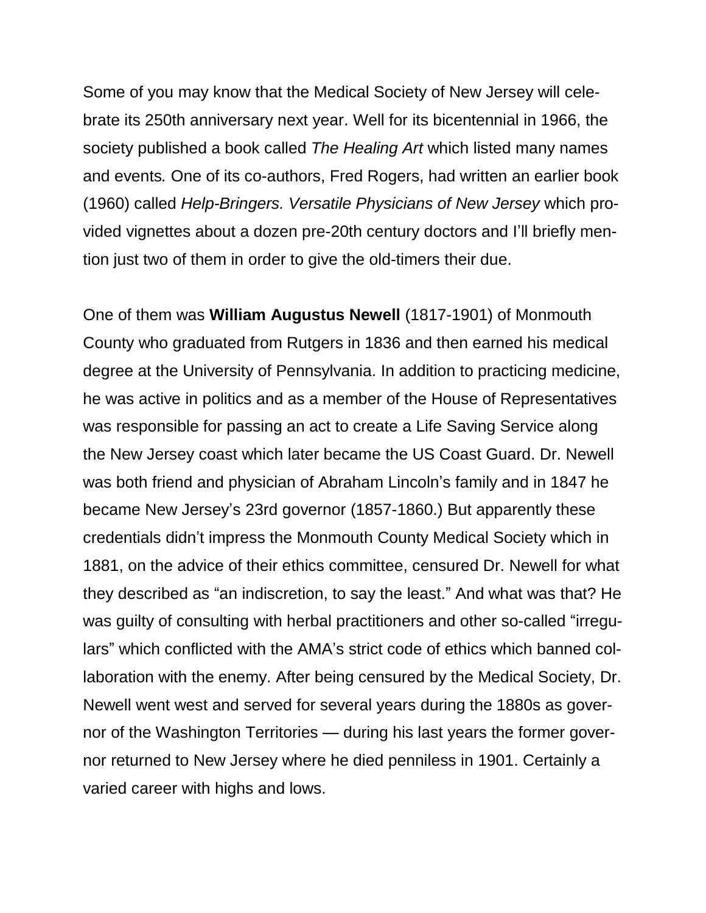Some of you may know that the Medical Society of New Jersey will celebrate its 250th anniversary next year. Well for its bicentennial in 1966, the society published a book called *The Healing Art* which listed many names and events*.* One of its co-authors, Fred Rogers, had written an earlier book (1960) called *Help-Bringers. Versatile Physicians of New Jersey* which provided vignettes about a dozen pre-20th century doctors and I'll briefly mention just two of them in order to give the old-timers their due.

One of them was **William Augustus Newell** (1817-1901) of Monmouth County who graduated from Rutgers in 1836 and then earned his medical degree at the University of Pennsylvania. In addition to practicing medicine, he was active in politics and as a member of the House of Representatives was responsible for passing an act to create a Life Saving Service along the New Jersey coast which later became the US Coast Guard. Dr. Newell was both friend and physician of Abraham Lincoln's family and in 1847 he became New Jersey's 23rd governor (1857-1860.) But apparently these credentials didn't impress the Monmouth County Medical Society which in 1881, on the advice of their ethics committee, censured Dr. Newell for what they described as "an indiscretion, to say the least." And what was that? He was guilty of consulting with herbal practitioners and other so-called "irregulars" which conflicted with the AMA's strict code of ethics which banned collaboration with the enemy. After being censured by the Medical Society, Dr. Newell went west and served for several years during the 1880s as governor of the Washington Territories — during his last years the former governor returned to New Jersey where he died penniless in 1901. Certainly a varied career with highs and lows.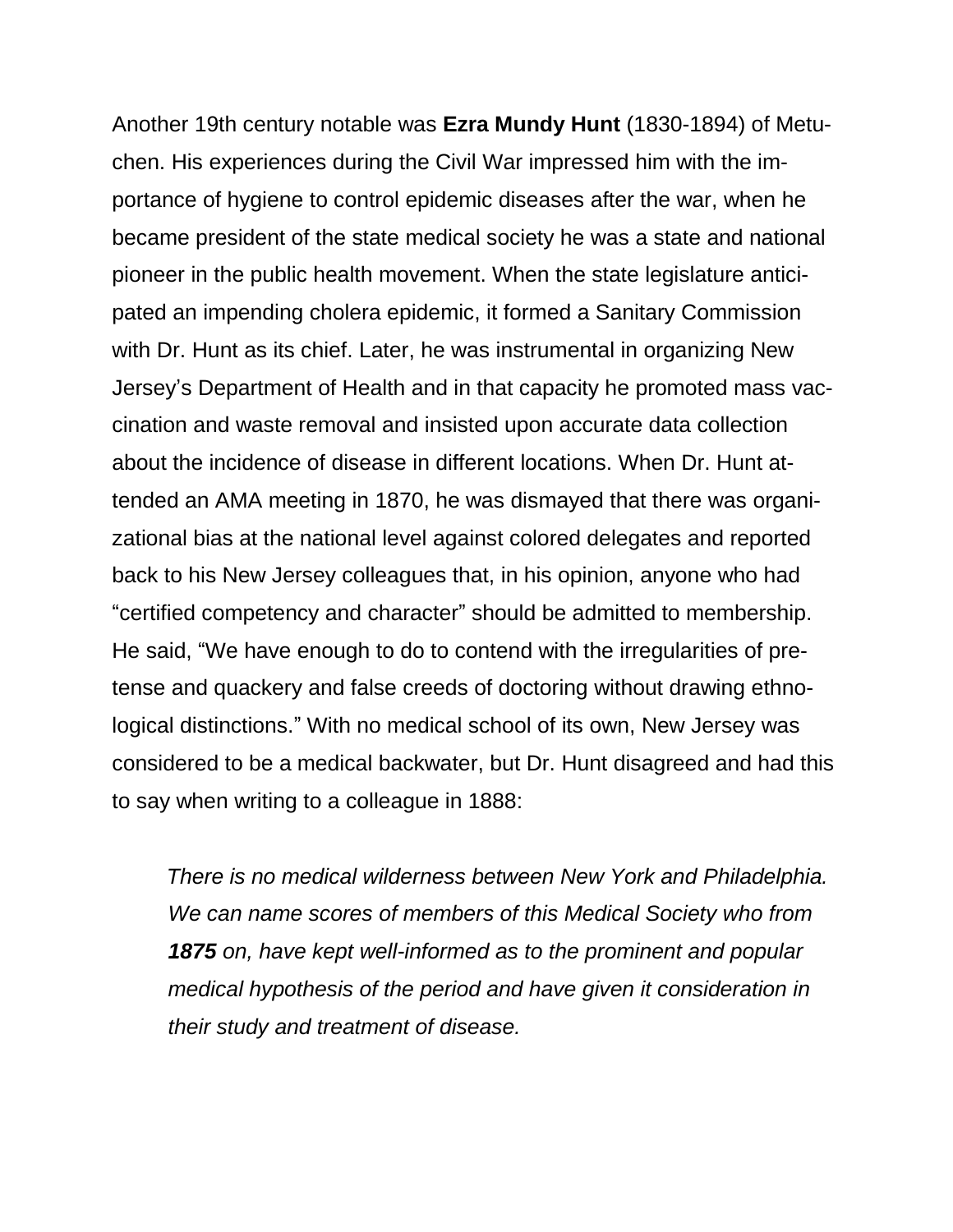Another 19th century notable was **Ezra Mundy Hunt** (1830-1894) of Metuchen. His experiences during the Civil War impressed him with the importance of hygiene to control epidemic diseases after the war, when he became president of the state medical society he was a state and national pioneer in the public health movement. When the state legislature anticipated an impending cholera epidemic, it formed a Sanitary Commission with Dr. Hunt as its chief. Later, he was instrumental in organizing New Jersey's Department of Health and in that capacity he promoted mass vaccination and waste removal and insisted upon accurate data collection about the incidence of disease in different locations. When Dr. Hunt attended an AMA meeting in 1870, he was dismayed that there was organizational bias at the national level against colored delegates and reported back to his New Jersey colleagues that, in his opinion, anyone who had "certified competency and character" should be admitted to membership. He said, "We have enough to do to contend with the irregularities of pretense and quackery and false creeds of doctoring without drawing ethnological distinctions." With no medical school of its own, New Jersey was considered to be a medical backwater, but Dr. Hunt disagreed and had this to say when writing to a colleague in 1888:

> *There is no medical wilderness between New York and Philadelphia. We can name scores of members of this Medical Society who from* ***1875*** *on, have kept well-informed as to the prominent and popular medical hypothesis of the period and have given it consideration in their study and treatment of disease.*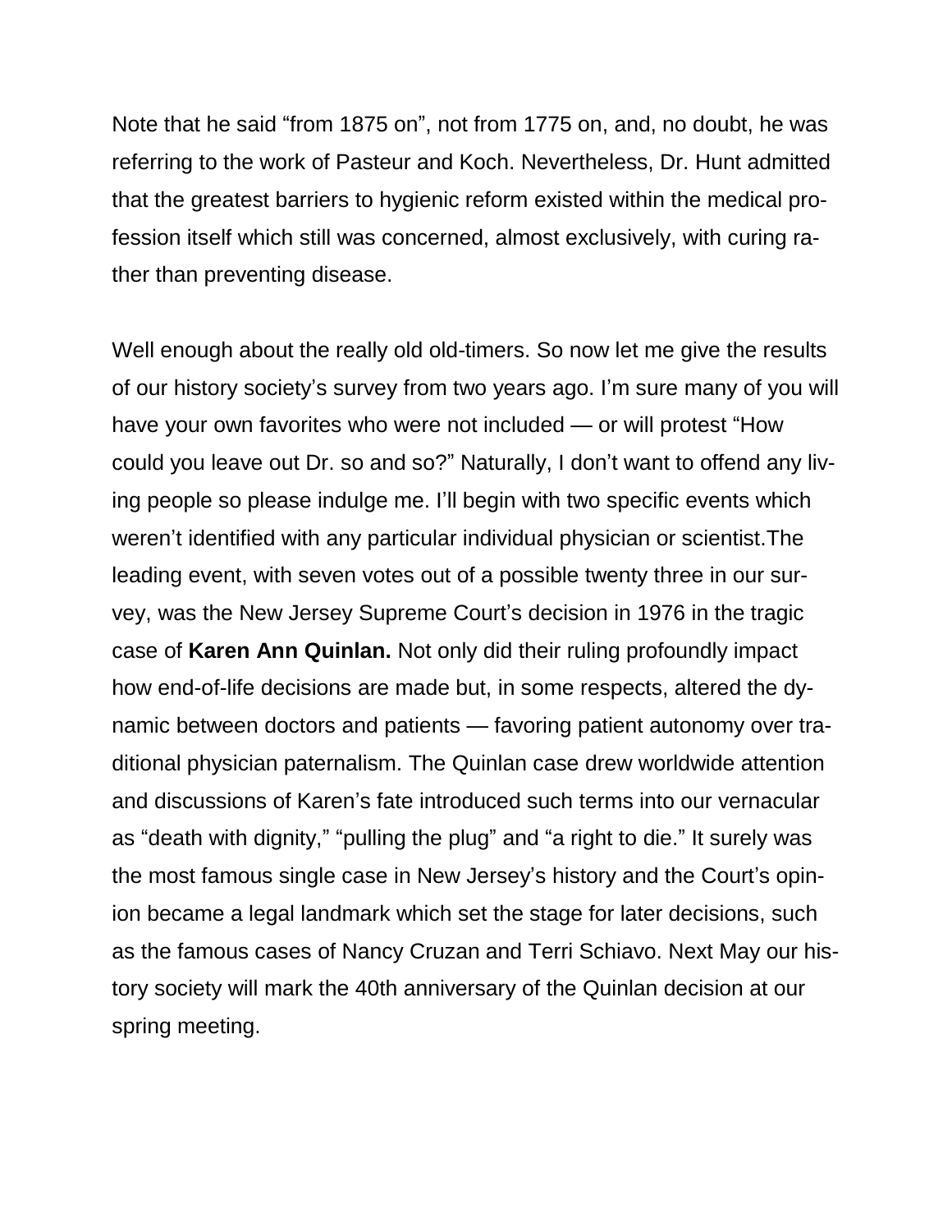Note that he said “from 1875 on”, not from 1775 on, and, no doubt, he was referring to the work of Pasteur and Koch. Nevertheless, Dr. Hunt admitted that the greatest barriers to hygienic reform existed within the medical profession itself which still was concerned, almost exclusively, with curing rather than preventing disease.

Well enough about the really old old-timers. So now let me give the results of our history society’s survey from two years ago. I’m sure many of you will have your own favorites who were not included — or will protest “How could you leave out Dr. so and so?” Naturally, I don’t want to offend any living people so please indulge me. I’ll begin with two specific events which weren’t identified with any particular individual physician or scientist.The leading event, with seven votes out of a possible twenty three in our survey, was the New Jersey Supreme Court’s decision in 1976 in the tragic case of **Karen Ann Quinlan.** Not only did their ruling profoundly impact how end-of-life decisions are made but, in some respects, altered the dynamic between doctors and patients — favoring patient autonomy over traditional physician paternalism. The Quinlan case drew worldwide attention and discussions of Karen’s fate introduced such terms into our vernacular as “death with dignity,” “pulling the plug” and “a right to die.” It surely was the most famous single case in New Jersey’s history and the Court’s opinion became a legal landmark which set the stage for later decisions, such as the famous cases of Nancy Cruzan and Terri Schiavo. Next May our history society will mark the 40th anniversary of the Quinlan decision at our spring meeting.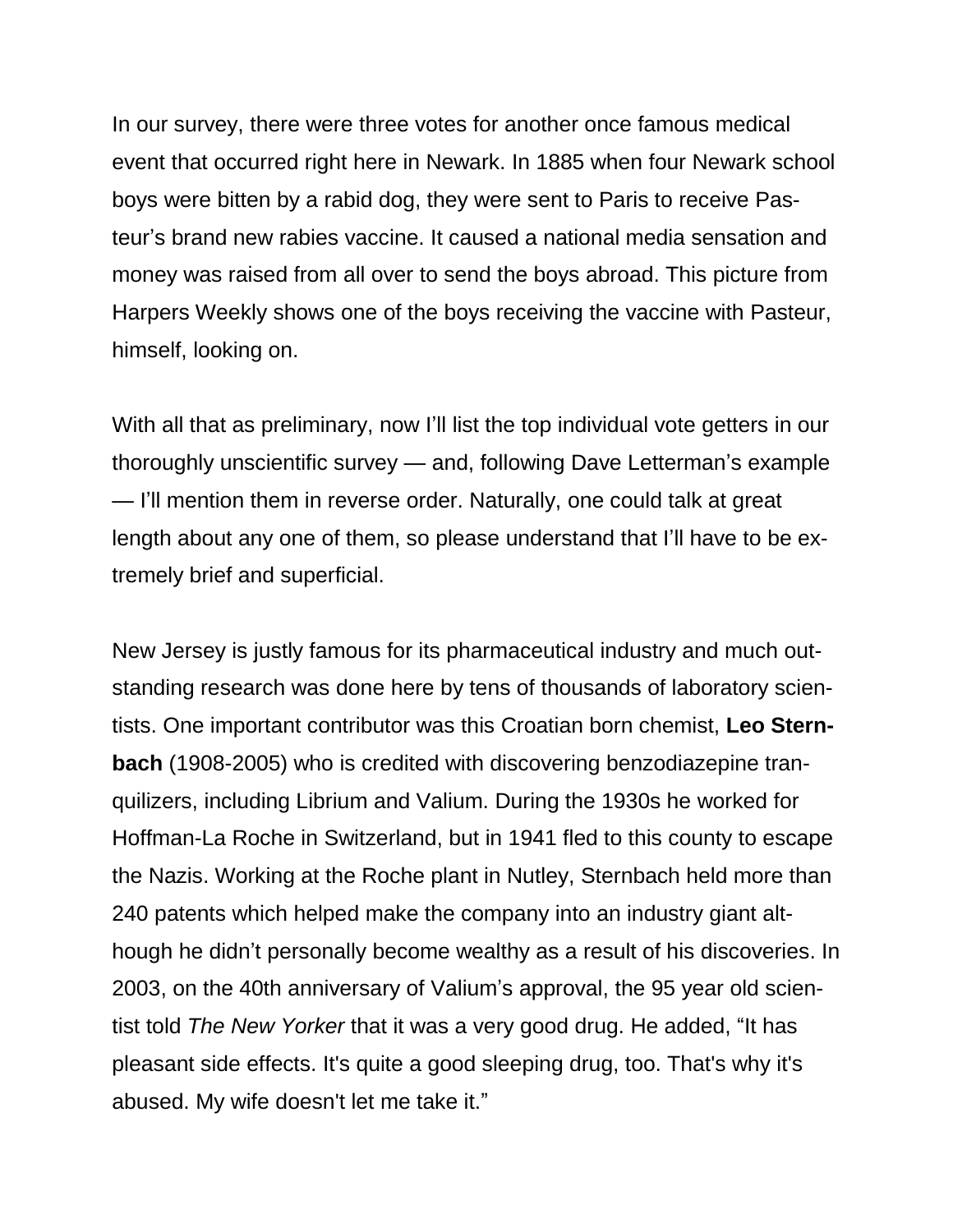In our survey, there were three votes for another once famous medical event that occurred right here in Newark. In 1885 when four Newark school boys were bitten by a rabid dog, they were sent to Paris to receive Pasteur's brand new rabies vaccine. It caused a national media sensation and money was raised from all over to send the boys abroad. This picture from Harpers Weekly shows one of the boys receiving the vaccine with Pasteur, himself, looking on.

With all that as preliminary, now I'll list the top individual vote getters in our thoroughly unscientific survey — and, following Dave Letterman's example — I'll mention them in reverse order. Naturally, one could talk at great length about any one of them, so please understand that I'll have to be extremely brief and superficial.

New Jersey is justly famous for its pharmaceutical industry and much outstanding research was done here by tens of thousands of laboratory scientists. One important contributor was this Croatian born chemist, **Leo Sternbach** (1908-2005) who is credited with discovering benzodiazepine tranquilizers, including Librium and Valium. During the 1930s he worked for Hoffman-La Roche in Switzerland, but in 1941 fled to this county to escape the Nazis. Working at the Roche plant in Nutley, Sternbach held more than 240 patents which helped make the company into an industry giant although he didn't personally become wealthy as a result of his discoveries. In 2003, on the 40th anniversary of Valium's approval, the 95 year old scientist told *The New Yorker* that it was a very good drug. He added, "It has pleasant side effects. It's quite a good sleeping drug, too. That's why it's abused. My wife doesn't let me take it."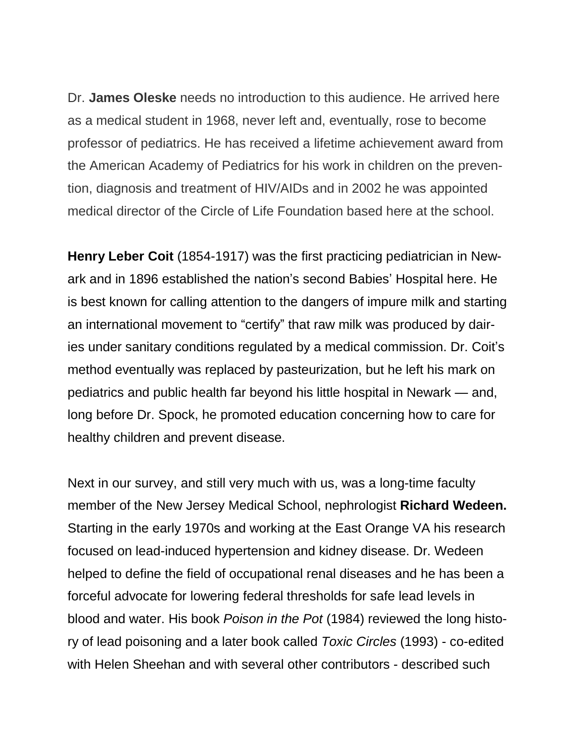Dr. **James Oleske** needs no introduction to this audience. He arrived here as a medical student in 1968, never left and, eventually, rose to become professor of pediatrics. He has received a lifetime achievement award from the American Academy of Pediatrics for his work in children on the prevention, diagnosis and treatment of HIV/AIDs and in 2002 he was appointed medical director of the Circle of Life Foundation based here at the school.

**Henry Leber Coit** (1854-1917) was the first practicing pediatrician in Newark and in 1896 established the nation's second Babies' Hospital here. He is best known for calling attention to the dangers of impure milk and starting an international movement to "certify" that raw milk was produced by dairies under sanitary conditions regulated by a medical commission. Dr. Coit's method eventually was replaced by pasteurization, but he left his mark on pediatrics and public health far beyond his little hospital in Newark — and, long before Dr. Spock, he promoted education concerning how to care for healthy children and prevent disease.

Next in our survey, and still very much with us, was a long-time faculty member of the New Jersey Medical School, nephrologist **Richard Wedeen.** Starting in the early 1970s and working at the East Orange VA his research focused on lead-induced hypertension and kidney disease. Dr. Wedeen helped to define the field of occupational renal diseases and he has been a forceful advocate for lowering federal thresholds for safe lead levels in blood and water. His book *Poison in the Pot* (1984) reviewed the long history of lead poisoning and a later book called *Toxic Circles* (1993) - co-edited with Helen Sheehan and with several other contributors - described such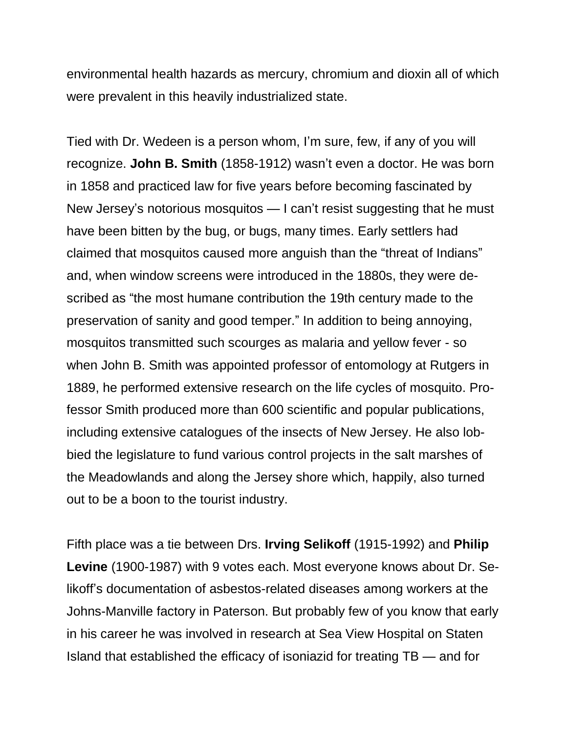environmental health hazards as mercury, chromium and dioxin all of which were prevalent in this heavily industrialized state.

Tied with Dr. Wedeen is a person whom, I'm sure, few, if any of you will recognize. **John B. Smith** (1858-1912) wasn't even a doctor. He was born in 1858 and practiced law for five years before becoming fascinated by New Jersey's notorious mosquitos — I can't resist suggesting that he must have been bitten by the bug, or bugs, many times. Early settlers had claimed that mosquitos caused more anguish than the "threat of Indians" and, when window screens were introduced in the 1880s, they were described as "the most humane contribution the 19th century made to the preservation of sanity and good temper." In addition to being annoying, mosquitos transmitted such scourges as malaria and yellow fever - so when John B. Smith was appointed professor of entomology at Rutgers in 1889, he performed extensive research on the life cycles of mosquito. Professor Smith produced more than 600 scientific and popular publications, including extensive catalogues of the insects of New Jersey. He also lobbied the legislature to fund various control projects in the salt marshes of the Meadowlands and along the Jersey shore which, happily, also turned out to be a boon to the tourist industry.

Fifth place was a tie between Drs. **Irving Selikoff** (1915-1992) and **Philip Levine** (1900-1987) with 9 votes each. Most everyone knows about Dr. Selikoff's documentation of asbestos-related diseases among workers at the Johns-Manville factory in Paterson. But probably few of you know that early in his career he was involved in research at Sea View Hospital on Staten Island that established the efficacy of isoniazid for treating TB — and for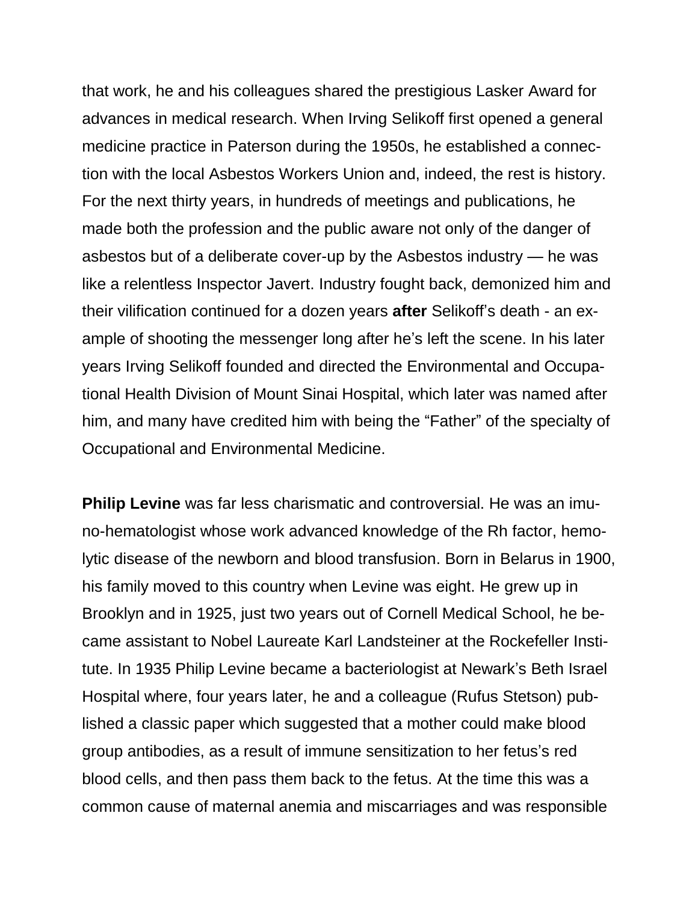that work, he and his colleagues shared the prestigious Lasker Award for advances in medical research. When Irving Selikoff first opened a general medicine practice in Paterson during the 1950s, he established a connection with the local Asbestos Workers Union and, indeed, the rest is history. For the next thirty years, in hundreds of meetings and publications, he made both the profession and the public aware not only of the danger of asbestos but of a deliberate cover-up by the Asbestos industry — he was like a relentless Inspector Javert. Industry fought back, demonized him and their vilification continued for a dozen years **after** Selikoff's death - an example of shooting the messenger long after he's left the scene. In his later years Irving Selikoff founded and directed the Environmental and Occupational Health Division of Mount Sinai Hospital, which later was named after him, and many have credited him with being the "Father" of the specialty of Occupational and Environmental Medicine.

**Philip Levine** was far less charismatic and controversial. He was an imuno-hematologist whose work advanced knowledge of the Rh factor, hemolytic disease of the newborn and blood transfusion. Born in Belarus in 1900, his family moved to this country when Levine was eight. He grew up in Brooklyn and in 1925, just two years out of Cornell Medical School, he became assistant to Nobel Laureate Karl Landsteiner at the Rockefeller Institute. In 1935 Philip Levine became a bacteriologist at Newark's Beth Israel Hospital where, four years later, he and a colleague (Rufus Stetson) published a classic paper which suggested that a mother could make blood group antibodies, as a result of immune sensitization to her fetus's red blood cells, and then pass them back to the fetus. At the time this was a common cause of maternal anemia and miscarriages and was responsible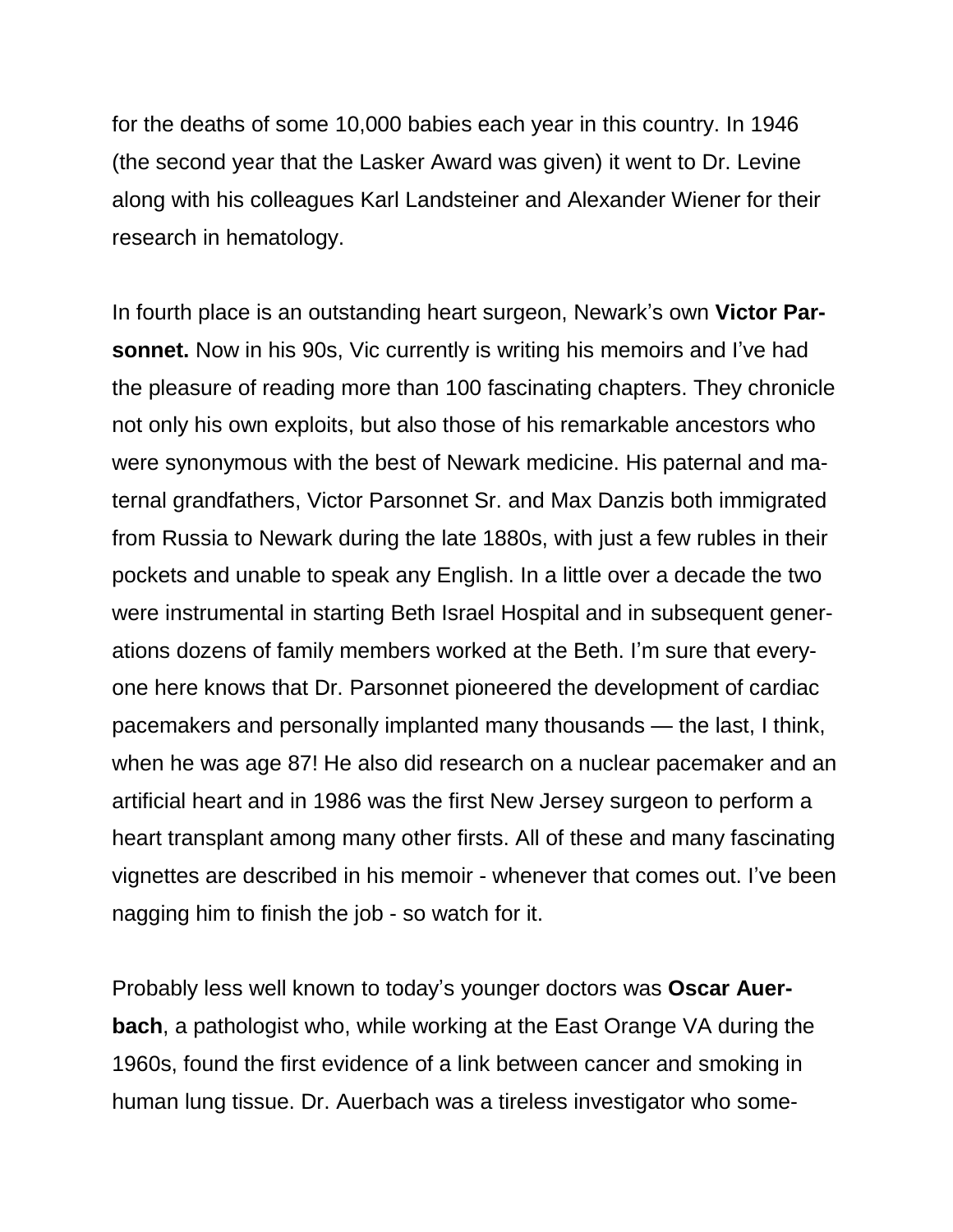for the deaths of some 10,000 babies each year in this country. In 1946 (the second year that the Lasker Award was given) it went to Dr. Levine along with his colleagues Karl Landsteiner and Alexander Wiener for their research in hematology.

In fourth place is an outstanding heart surgeon, Newark's own **Victor Parsonnet.** Now in his 90s, Vic currently is writing his memoirs and I've had the pleasure of reading more than 100 fascinating chapters. They chronicle not only his own exploits, but also those of his remarkable ancestors who were synonymous with the best of Newark medicine. His paternal and maternal grandfathers, Victor Parsonnet Sr. and Max Danzis both immigrated from Russia to Newark during the late 1880s, with just a few rubles in their pockets and unable to speak any English. In a little over a decade the two were instrumental in starting Beth Israel Hospital and in subsequent generations dozens of family members worked at the Beth. I'm sure that everyone here knows that Dr. Parsonnet pioneered the development of cardiac pacemakers and personally implanted many thousands — the last, I think, when he was age 87! He also did research on a nuclear pacemaker and an artificial heart and in 1986 was the first New Jersey surgeon to perform a heart transplant among many other firsts. All of these and many fascinating vignettes are described in his memoir - whenever that comes out. I've been nagging him to finish the job - so watch for it.

Probably less well known to today's younger doctors was **Oscar Auerbach**, a pathologist who, while working at the East Orange VA during the 1960s, found the first evidence of a link between cancer and smoking in human lung tissue. Dr. Auerbach was a tireless investigator who some-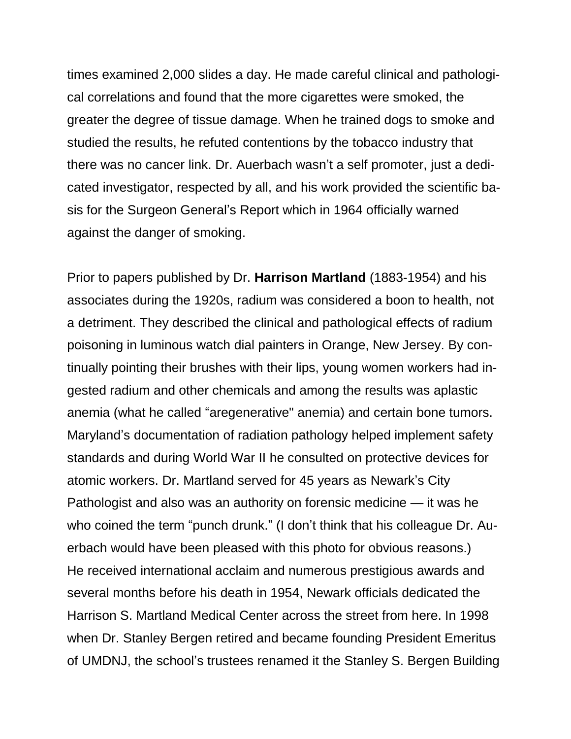times examined 2,000 slides a day. He made careful clinical and pathological correlations and found that the more cigarettes were smoked, the greater the degree of tissue damage. When he trained dogs to smoke and studied the results, he refuted contentions by the tobacco industry that there was no cancer link. Dr. Auerbach wasn't a self promoter, just a dedicated investigator, respected by all, and his work provided the scientific basis for the Surgeon General's Report which in 1964 officially warned against the danger of smoking.

Prior to papers published by Dr. **Harrison Martland** (1883-1954) and his associates during the 1920s, radium was considered a boon to health, not a detriment. They described the clinical and pathological effects of radium poisoning in luminous watch dial painters in Orange, New Jersey. By continually pointing their brushes with their lips, young women workers had ingested radium and other chemicals and among the results was aplastic anemia (what he called "aregenerative" anemia) and certain bone tumors. Maryland's documentation of radiation pathology helped implement safety standards and during World War II he consulted on protective devices for atomic workers. Dr. Martland served for 45 years as Newark's City Pathologist and also was an authority on forensic medicine — it was he who coined the term "punch drunk." (I don't think that his colleague Dr. Auerbach would have been pleased with this photo for obvious reasons.) He received international acclaim and numerous prestigious awards and several months before his death in 1954, Newark officials dedicated the Harrison S. Martland Medical Center across the street from here. In 1998 when Dr. Stanley Bergen retired and became founding President Emeritus of UMDNJ, the school's trustees renamed it the Stanley S. Bergen Building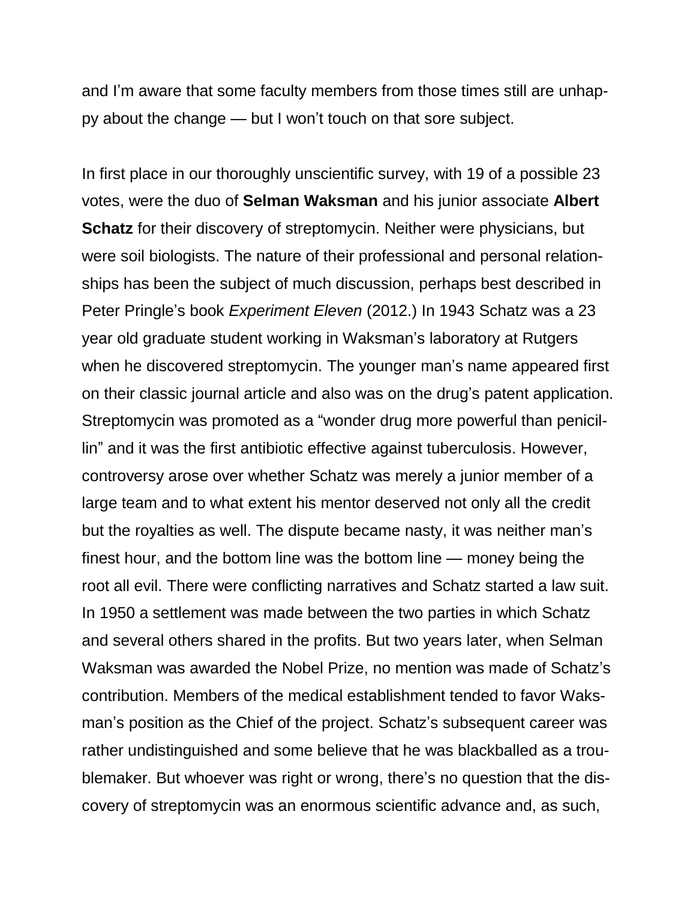and I'm aware that some faculty members from those times still are unhappy about the change — but I won't touch on that sore subject.

In first place in our thoroughly unscientific survey, with 19 of a possible 23 votes, were the duo of **Selman Waksman** and his junior associate **Albert Schatz** for their discovery of streptomycin. Neither were physicians, but were soil biologists. The nature of their professional and personal relationships has been the subject of much discussion, perhaps best described in Peter Pringle's book *Experiment Eleven* (2012.) In 1943 Schatz was a 23 year old graduate student working in Waksman's laboratory at Rutgers when he discovered streptomycin. The younger man's name appeared first on their classic journal article and also was on the drug's patent application. Streptomycin was promoted as a "wonder drug more powerful than penicillin" and it was the first antibiotic effective against tuberculosis. However, controversy arose over whether Schatz was merely a junior member of a large team and to what extent his mentor deserved not only all the credit but the royalties as well. The dispute became nasty, it was neither man's finest hour, and the bottom line was the bottom line — money being the root all evil. There were conflicting narratives and Schatz started a law suit. In 1950 a settlement was made between the two parties in which Schatz and several others shared in the profits. But two years later, when Selman Waksman was awarded the Nobel Prize, no mention was made of Schatz's contribution. Members of the medical establishment tended to favor Waksman's position as the Chief of the project. Schatz's subsequent career was rather undistinguished and some believe that he was blackballed as a troublemaker. But whoever was right or wrong, there's no question that the discovery of streptomycin was an enormous scientific advance and, as such,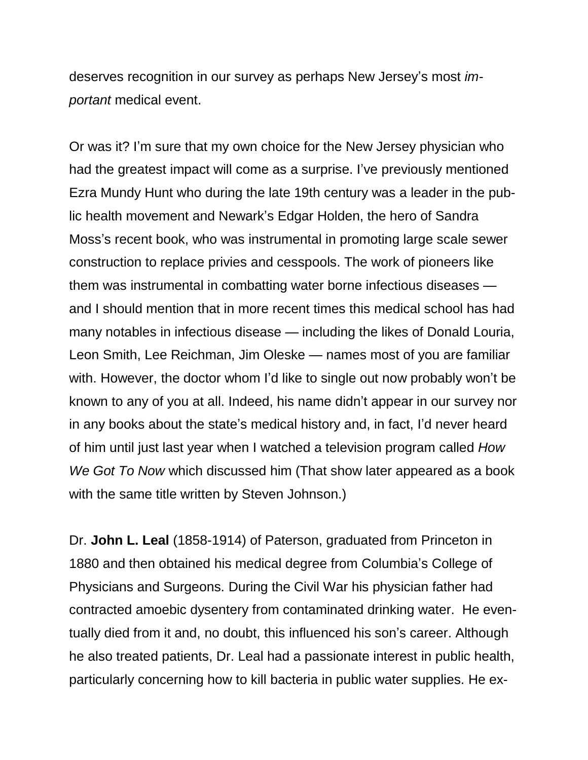deserves recognition in our survey as perhaps New Jersey's most *important* medical event.

Or was it? I'm sure that my own choice for the New Jersey physician who had the greatest impact will come as a surprise. I've previously mentioned Ezra Mundy Hunt who during the late 19th century was a leader in the public health movement and Newark's Edgar Holden, the hero of Sandra Moss's recent book, who was instrumental in promoting large scale sewer construction to replace privies and cesspools. The work of pioneers like them was instrumental in combatting water borne infectious diseases — and I should mention that in more recent times this medical school has had many notables in infectious disease — including the likes of Donald Louria, Leon Smith, Lee Reichman, Jim Oleske — names most of you are familiar with. However, the doctor whom I'd like to single out now probably won't be known to any of you at all. Indeed, his name didn't appear in our survey nor in any books about the state's medical history and, in fact, I'd never heard of him until just last year when I watched a television program called *How We Got To Now* which discussed him (That show later appeared as a book with the same title written by Steven Johnson.)

Dr. **John L. Leal** (1858-1914) of Paterson, graduated from Princeton in 1880 and then obtained his medical degree from Columbia's College of Physicians and Surgeons. During the Civil War his physician father had contracted amoebic dysentery from contaminated drinking water. He eventually died from it and, no doubt, this influenced his son's career. Although he also treated patients, Dr. Leal had a passionate interest in public health, particularly concerning how to kill bacteria in public water supplies. He ex-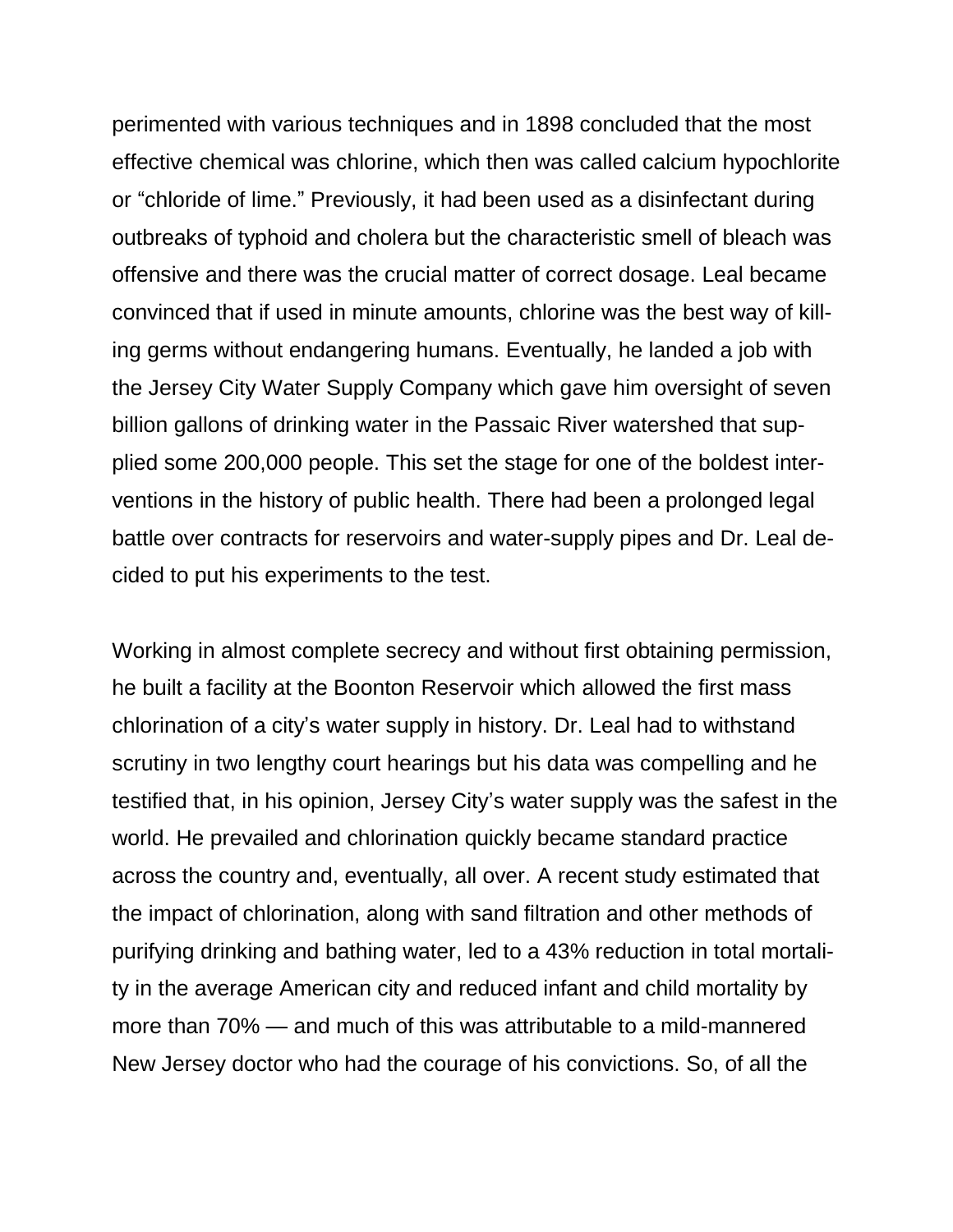perimented with various techniques and in 1898 concluded that the most effective chemical was chlorine, which then was called calcium hypochlorite or "chloride of lime." Previously, it had been used as a disinfectant during outbreaks of typhoid and cholera but the characteristic smell of bleach was offensive and there was the crucial matter of correct dosage. Leal became convinced that if used in minute amounts, chlorine was the best way of killing germs without endangering humans. Eventually, he landed a job with the Jersey City Water Supply Company which gave him oversight of seven billion gallons of drinking water in the Passaic River watershed that supplied some 200,000 people. This set the stage for one of the boldest interventions in the history of public health. There had been a prolonged legal battle over contracts for reservoirs and water-supply pipes and Dr. Leal decided to put his experiments to the test.

Working in almost complete secrecy and without first obtaining permission, he built a facility at the Boonton Reservoir which allowed the first mass chlorination of a city's water supply in history. Dr. Leal had to withstand scrutiny in two lengthy court hearings but his data was compelling and he testified that, in his opinion, Jersey City's water supply was the safest in the world. He prevailed and chlorination quickly became standard practice across the country and, eventually, all over. A recent study estimated that the impact of chlorination, along with sand filtration and other methods of purifying drinking and bathing water, led to a 43% reduction in total mortality in the average American city and reduced infant and child mortality by more than 70% — and much of this was attributable to a mild-mannered New Jersey doctor who had the courage of his convictions. So, of all the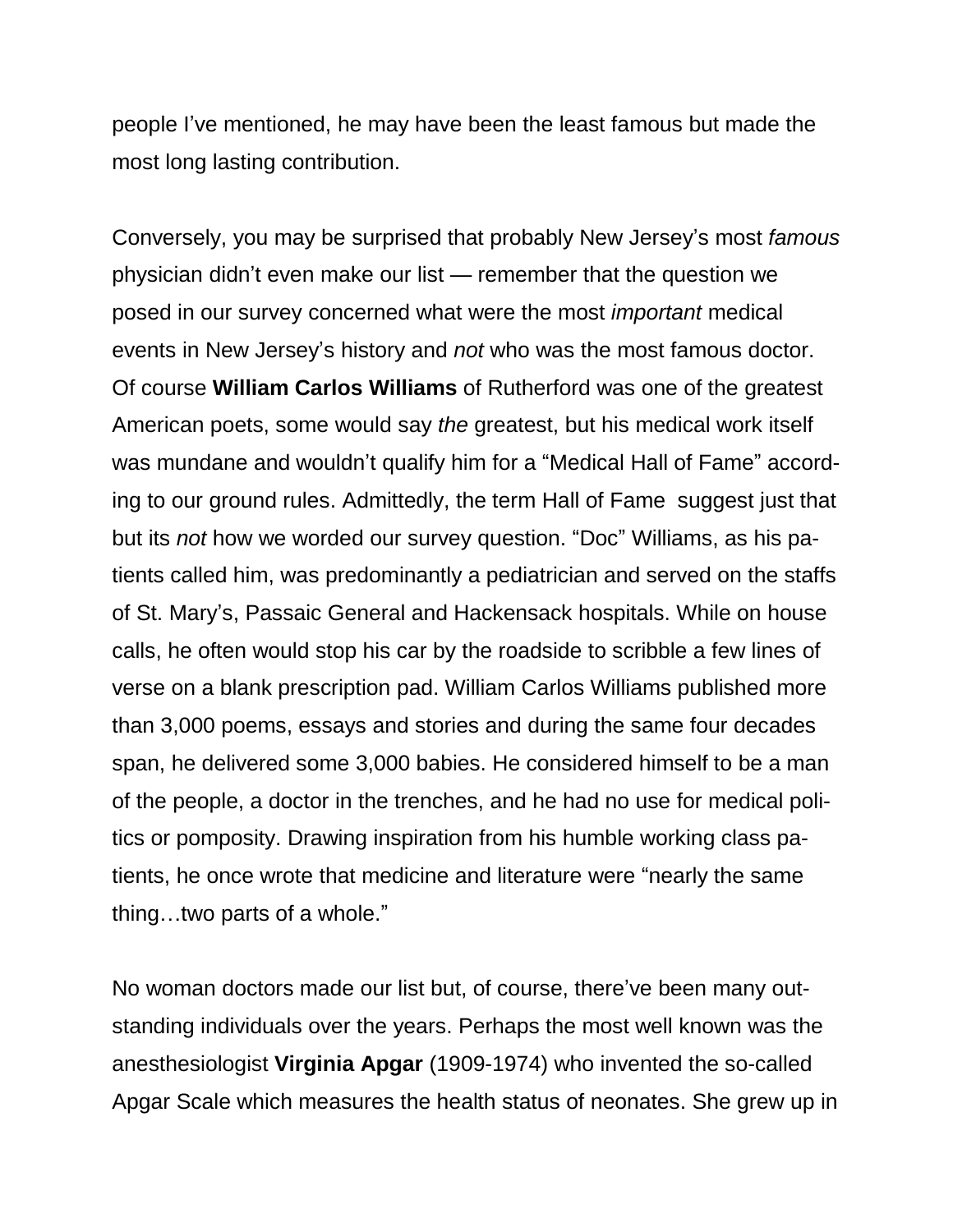people I've mentioned, he may have been the least famous but made the most long lasting contribution.

Conversely, you may be surprised that probably New Jersey's most *famous* physician didn't even make our list — remember that the question we posed in our survey concerned what were the most *important* medical events in New Jersey's history and *not* who was the most famous doctor. Of course **William Carlos Williams** of Rutherford was one of the greatest American poets, some would say *the* greatest, but his medical work itself was mundane and wouldn't qualify him for a "Medical Hall of Fame" according to our ground rules. Admittedly, the term Hall of Fame suggest just that but its *not* how we worded our survey question. "Doc" Williams, as his patients called him, was predominantly a pediatrician and served on the staffs of St. Mary's, Passaic General and Hackensack hospitals. While on house calls, he often would stop his car by the roadside to scribble a few lines of verse on a blank prescription pad. William Carlos Williams published more than 3,000 poems, essays and stories and during the same four decades span, he delivered some 3,000 babies. He considered himself to be a man of the people, a doctor in the trenches, and he had no use for medical politics or pomposity. Drawing inspiration from his humble working class patients, he once wrote that medicine and literature were "nearly the same thing…two parts of a whole."

No woman doctors made our list but, of course, there've been many outstanding individuals over the years. Perhaps the most well known was the anesthesiologist **Virginia Apgar** (1909-1974) who invented the so-called Apgar Scale which measures the health status of neonates. She grew up in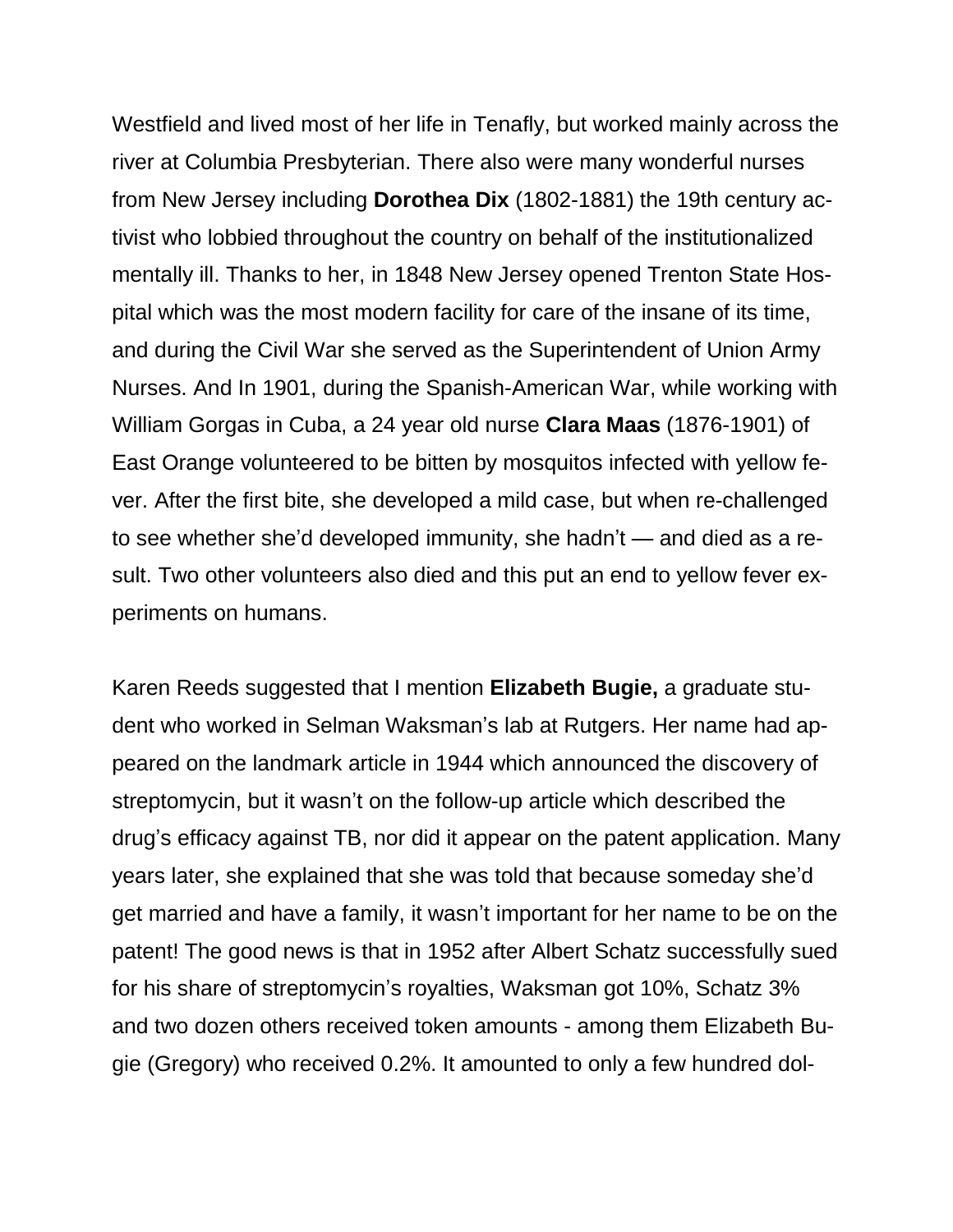Westfield and lived most of her life in Tenafly, but worked mainly across the river at Columbia Presbyterian. There also were many wonderful nurses from New Jersey including **Dorothea Dix** (1802-1881) the 19th century activist who lobbied throughout the country on behalf of the institutionalized mentally ill. Thanks to her, in 1848 New Jersey opened Trenton State Hospital which was the most modern facility for care of the insane of its time, and during the Civil War she served as the Superintendent of Union Army Nurses. And In 1901, during the Spanish-American War, while working with William Gorgas in Cuba, a 24 year old nurse **Clara Maas** (1876-1901) of East Orange volunteered to be bitten by mosquitos infected with yellow fever. After the first bite, she developed a mild case, but when re-challenged to see whether she'd developed immunity, she hadn't — and died as a result. Two other volunteers also died and this put an end to yellow fever experiments on humans.

Karen Reeds suggested that I mention **Elizabeth Bugie,** a graduate student who worked in Selman Waksman's lab at Rutgers. Her name had appeared on the landmark article in 1944 which announced the discovery of streptomycin, but it wasn't on the follow-up article which described the drug's efficacy against TB, nor did it appear on the patent application. Many years later, she explained that she was told that because someday she'd get married and have a family, it wasn't important for her name to be on the patent! The good news is that in 1952 after Albert Schatz successfully sued for his share of streptomycin's royalties, Waksman got 10%, Schatz 3% and two dozen others received token amounts - among them Elizabeth Bugie (Gregory) who received 0.2%. It amounted to only a few hundred dol-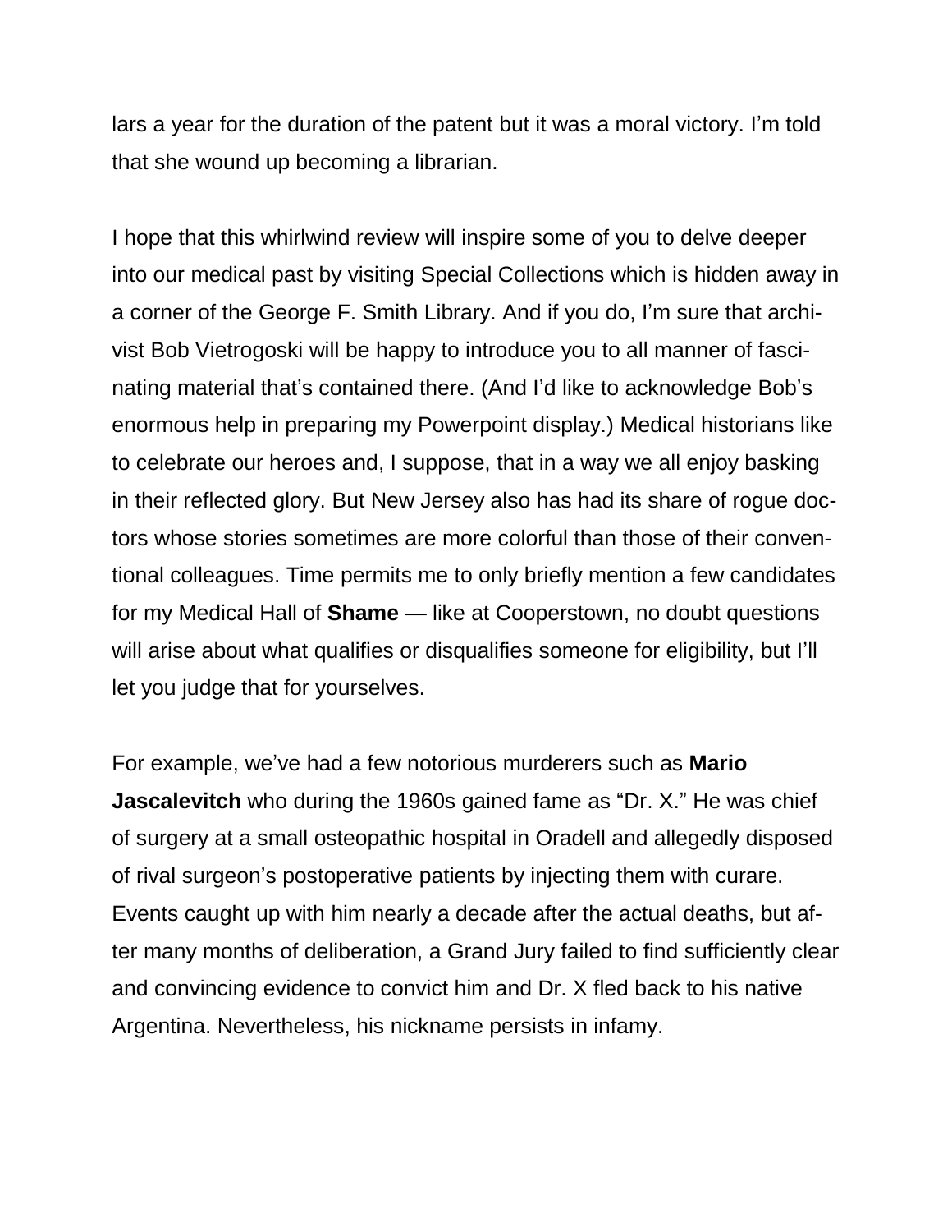lars a year for the duration of the patent but it was a moral victory. I'm told that she wound up becoming a librarian.

I hope that this whirlwind review will inspire some of you to delve deeper into our medical past by visiting Special Collections which is hidden away in a corner of the George F. Smith Library. And if you do, I'm sure that archivist Bob Vietrogoski will be happy to introduce you to all manner of fascinating material that's contained there. (And I'd like to acknowledge Bob's enormous help in preparing my Powerpoint display.) Medical historians like to celebrate our heroes and, I suppose, that in a way we all enjoy basking in their reflected glory. But New Jersey also has had its share of rogue doctors whose stories sometimes are more colorful than those of their conventional colleagues. Time permits me to only briefly mention a few candidates for my Medical Hall of **Shame** — like at Cooperstown, no doubt questions will arise about what qualifies or disqualifies someone for eligibility, but I'll let you judge that for yourselves.

For example, we've had a few notorious murderers such as **Mario Jascalevitch** who during the 1960s gained fame as "Dr. X." He was chief of surgery at a small osteopathic hospital in Oradell and allegedly disposed of rival surgeon's postoperative patients by injecting them with curare. Events caught up with him nearly a decade after the actual deaths, but after many months of deliberation, a Grand Jury failed to find sufficiently clear and convincing evidence to convict him and Dr. X fled back to his native Argentina. Nevertheless, his nickname persists in infamy.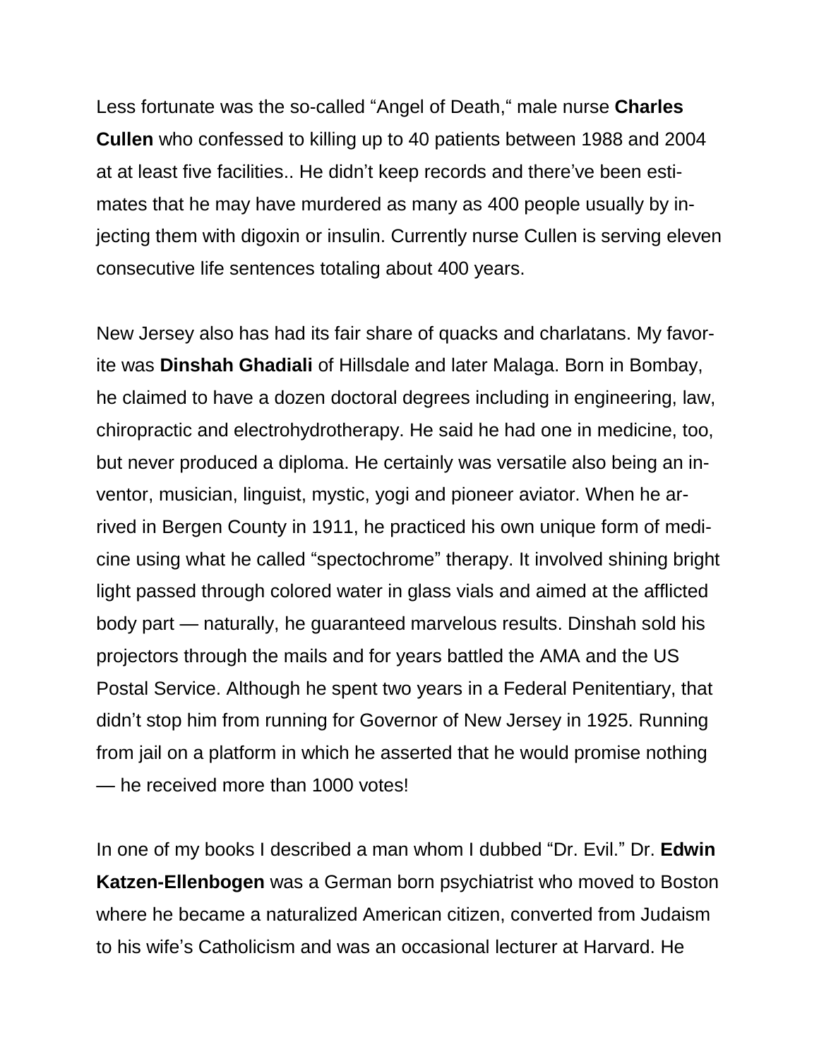Less fortunate was the so-called “Angel of Death,“ male nurse **Charles Cullen** who confessed to killing up to 40 patients between 1988 and 2004 at at least five facilities.. He didn’t keep records and there’ve been estimates that he may have murdered as many as 400 people usually by injecting them with digoxin or insulin. Currently nurse Cullen is serving eleven consecutive life sentences totaling about 400 years.

New Jersey also has had its fair share of quacks and charlatans. My favorite was **Dinshah Ghadiali** of Hillsdale and later Malaga. Born in Bombay, he claimed to have a dozen doctoral degrees including in engineering, law, chiropractic and electrohydrotherapy. He said he had one in medicine, too, but never produced a diploma. He certainly was versatile also being an inventor, musician, linguist, mystic, yogi and pioneer aviator. When he arrived in Bergen County in 1911, he practiced his own unique form of medicine using what he called “spectochrome” therapy. It involved shining bright light passed through colored water in glass vials and aimed at the afflicted body part — naturally, he guaranteed marvelous results. Dinshah sold his projectors through the mails and for years battled the AMA and the US Postal Service. Although he spent two years in a Federal Penitentiary, that didn’t stop him from running for Governor of New Jersey in 1925. Running from jail on a platform in which he asserted that he would promise nothing — he received more than 1000 votes!

In one of my books I described a man whom I dubbed “Dr. Evil.” Dr. **Edwin Katzen-Ellenbogen** was a German born psychiatrist who moved to Boston where he became a naturalized American citizen, converted from Judaism to his wife’s Catholicism and was an occasional lecturer at Harvard. He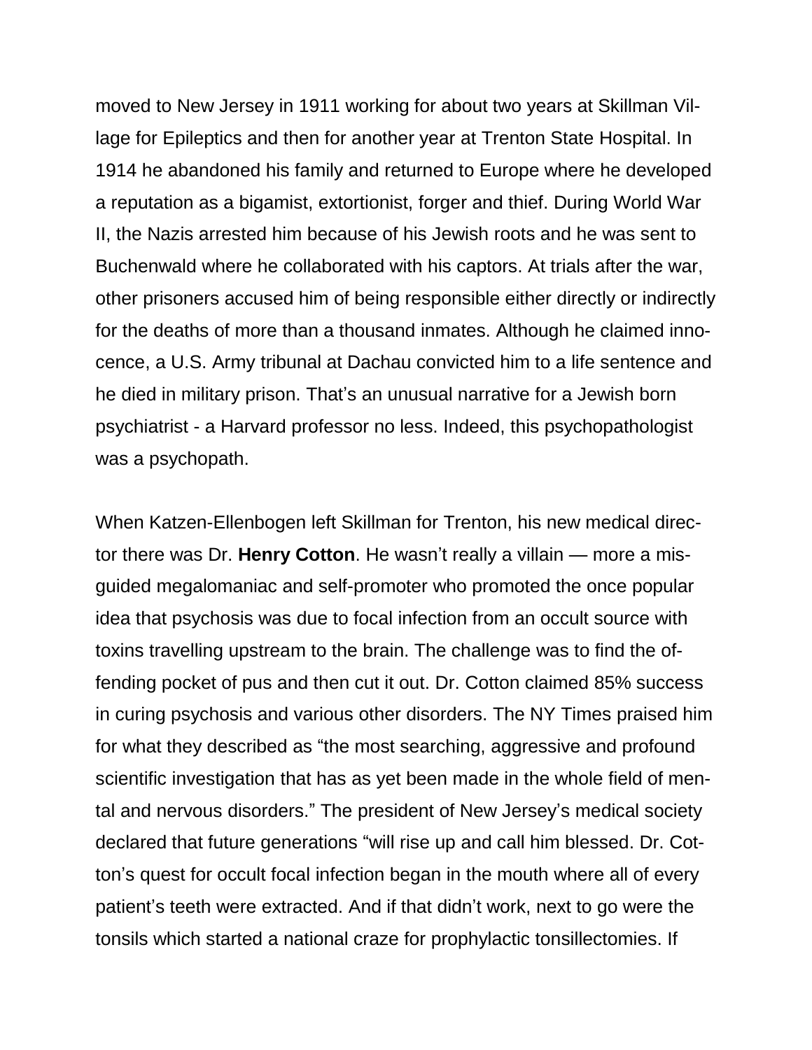moved to New Jersey in 1911 working for about two years at Skillman Village for Epileptics and then for another year at Trenton State Hospital. In 1914 he abandoned his family and returned to Europe where he developed a reputation as a bigamist, extortionist, forger and thief. During World War II, the Nazis arrested him because of his Jewish roots and he was sent to Buchenwald where he collaborated with his captors. At trials after the war, other prisoners accused him of being responsible either directly or indirectly for the deaths of more than a thousand inmates. Although he claimed innocence, a U.S. Army tribunal at Dachau convicted him to a life sentence and he died in military prison. That's an unusual narrative for a Jewish born psychiatrist - a Harvard professor no less. Indeed, this psychopathologist was a psychopath.

When Katzen-Ellenbogen left Skillman for Trenton, his new medical director there was Dr. **Henry Cotton**. He wasn't really a villain — more a misguided megalomaniac and self-promoter who promoted the once popular idea that psychosis was due to focal infection from an occult source with toxins travelling upstream to the brain. The challenge was to find the offending pocket of pus and then cut it out. Dr. Cotton claimed 85% success in curing psychosis and various other disorders. The NY Times praised him for what they described as "the most searching, aggressive and profound scientific investigation that has as yet been made in the whole field of mental and nervous disorders." The president of New Jersey's medical society declared that future generations "will rise up and call him blessed. Dr. Cotton's quest for occult focal infection began in the mouth where all of every patient's teeth were extracted. And if that didn't work, next to go were the tonsils which started a national craze for prophylactic tonsillectomies. If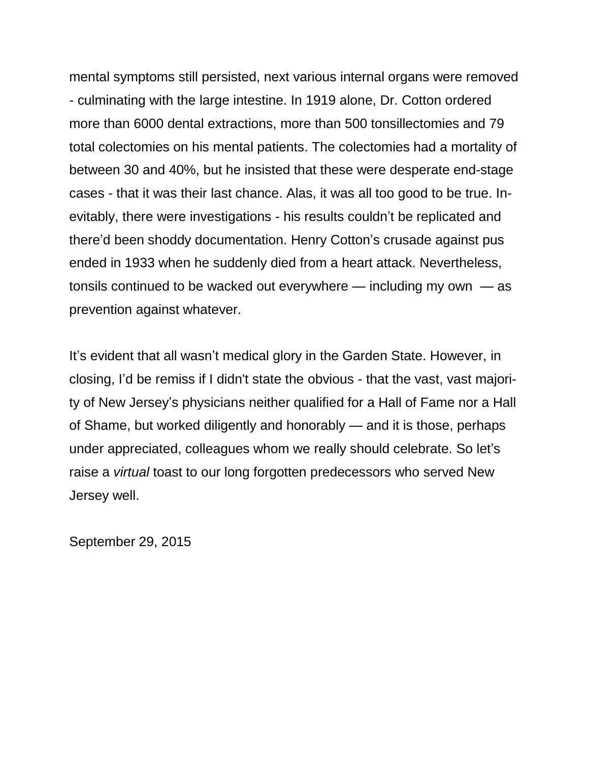mental symptoms still persisted, next various internal organs were removed - culminating with the large intestine. In 1919 alone, Dr. Cotton ordered more than 6000 dental extractions, more than 500 tonsillectomies and 79 total colectomies on his mental patients. The colectomies had a mortality of between 30 and 40%, but he insisted that these were desperate end-stage cases - that it was their last chance. Alas, it was all too good to be true. Inevitably, there were investigations - his results couldn't be replicated and there'd been shoddy documentation. Henry Cotton's crusade against pus ended in 1933 when he suddenly died from a heart attack. Nevertheless, tonsils continued to be wacked out everywhere — including my own — as prevention against whatever.

It's evident that all wasn't medical glory in the Garden State. However, in closing, I'd be remiss if I didn't state the obvious - that the vast, vast majority of New Jersey's physicians neither qualified for a Hall of Fame nor a Hall of Shame, but worked diligently and honorably — and it is those, perhaps under appreciated, colleagues whom we really should celebrate. So let's raise a *virtual* toast to our long forgotten predecessors who served New Jersey well.

September 29, 2015